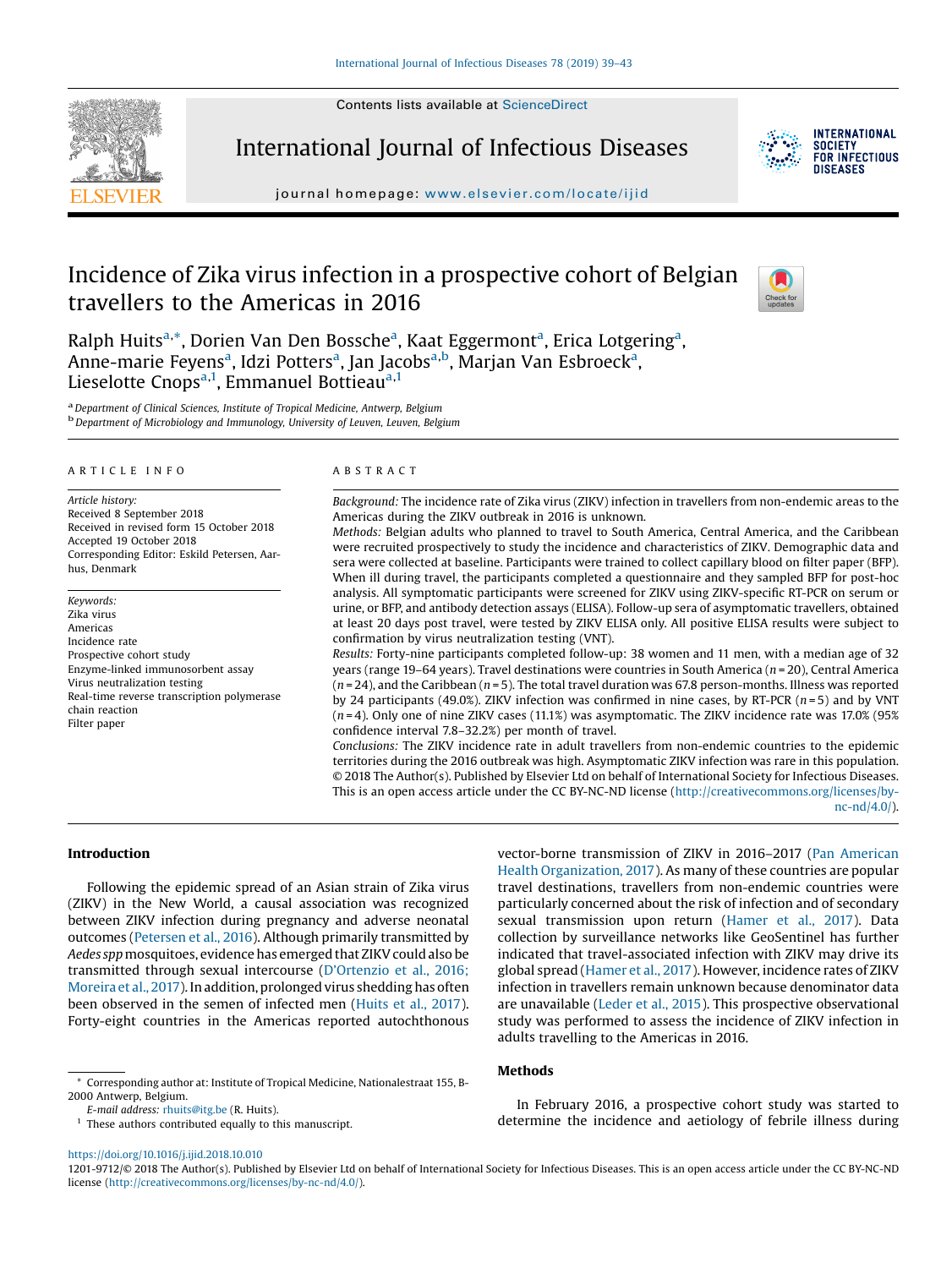# Incidence of Zika virus infection in a prospective cohort of Belgian travellers to the Americas in 2016

Ralph Huits[a,*], Dorien Van Den Bossche[a], Kaat Eggermont[a], Erica Lotgering[a], Anne-marie Feyens[a], Idzi Potters[a], Jan Jacobs[a,b], Marjan Van Esbroeck[a], Lieselotte Cnops[a,1], Emmanuel Bottieau[a,1]

[a] Department of Clinical Sciences, Institute of Tropical Medicine, Antwerp, Belgium
[b] Department of Microbiology and Immunology, University of Leuven, Leuven, Belgium

## ARTICLE INFO

*Article history:*
Received 8 September 2018
Received in revised form 15 October 2018
Accepted 19 October 2018
Corresponding Editor: Eskild Petersen, Aarhus, Denmark

*Keywords:*
Zika virus
Americas
Incidence rate
Prospective cohort study
Enzyme-linked immunosorbent assay
Virus neutralization testing
Real-time reverse transcription polymerase chain reaction
Filter paper

## ABSTRACT

*Background:* The incidence rate of Zika virus (ZIKV) infection in travellers from non-endemic areas to the Americas during the ZIKV outbreak in 2016 is unknown.

*Methods:* Belgian adults who planned to travel to South America, Central America, and the Caribbean were recruited prospectively to study the incidence and characteristics of ZIKV. Demographic data and sera were collected at baseline. Participants were trained to collect capillary blood on filter paper (BFP). When ill during travel, the participants completed a questionnaire and they sampled BFP for post-hoc analysis. All symptomatic participants were screened for ZIKV using ZIKV-specific RT-PCR on serum or urine, or BFP, and antibody detection assays (ELISA). Follow-up sera of asymptomatic travellers, obtained at least 20 days post travel, were tested by ZIKV ELISA only. All positive ELISA results were subject to confirmation by virus neutralization testing (VNT).

*Results:* Forty-nine participants completed follow-up: 38 women and 11 men, with a median age of 32 years (range 19–64 years). Travel destinations were countries in South America ($n = 20$), Central America ($n = 24$), and the Caribbean ($n = 5$). The total travel duration was 67.8 person-months. Illness was reported by 24 participants (49.0%). ZIKV infection was confirmed in nine cases, by RT-PCR ($n = 5$) and by VNT ($n = 4$). Only one of nine ZIKV cases (11.1%) was asymptomatic. The ZIKV incidence rate was 17.0% (95% confidence interval 7.8–32.2%) per month of travel.

*Conclusions:* The ZIKV incidence rate in adult travellers from non-endemic countries to the epidemic territories during the 2016 outbreak was high. Asymptomatic ZIKV infection was rare in this population.

© 2018 The Author(s). Published by Elsevier Ltd on behalf of International Society for Infectious Diseases. This is an open access article under the CC BY-NC-ND license (http://creativecommons.org/licenses/by-nc-nd/4.0/).

## Introduction

Following the epidemic spread of an Asian strain of Zika virus (ZIKV) in the New World, a causal association was recognized between ZIKV infection during pregnancy and adverse neonatal outcomes (Petersen et al., 2016). Although primarily transmitted by *Aedes spp* mosquitoes, evidence has emerged that ZIKV could also be transmitted through sexual intercourse (D'Ortenzio et al., 2016; Moreira et al., 2017). In addition, prolonged virus shedding has often been observed in the semen of infected men (Huits et al., 2017). Forty-eight countries in the Americas reported autochthonous vector-borne transmission of ZIKV in 2016–2017 (Pan American Health Organization, 2017). As many of these countries are popular travel destinations, travellers from non-endemic countries were particularly concerned about the risk of infection and of secondary sexual transmission upon return (Hamer et al., 2017). Data collection by surveillance networks like GeoSentinel has further indicated that travel-associated infection with ZIKV may drive its global spread (Hamer et al., 2017). However, incidence rates of ZIKV infection in travellers remain unknown because denominator data are unavailable (Leder et al., 2015). This prospective observational study was performed to assess the incidence of ZIKV infection in adults travelling to the Americas in 2016.

## Methods

In February 2016, a prospective cohort study was started to determine the incidence and aetiology of febrile illness during

\* Corresponding author at: Institute of Tropical Medicine, Nationalestraat 155, B-2000 Antwerp, Belgium.
*E-mail address:* rhuits@itg.be (R. Huits).
[1] These authors contributed equally to this manuscript.

https://doi.org/10.1016/j.ijid.2018.10.010
1201-9712/© 2018 The Author(s). Published by Elsevier Ltd on behalf of International Society for Infectious Diseases. This is an open access article under the CC BY-NC-ND license (http://creativecommons.org/licenses/by-nc-nd/4.0/).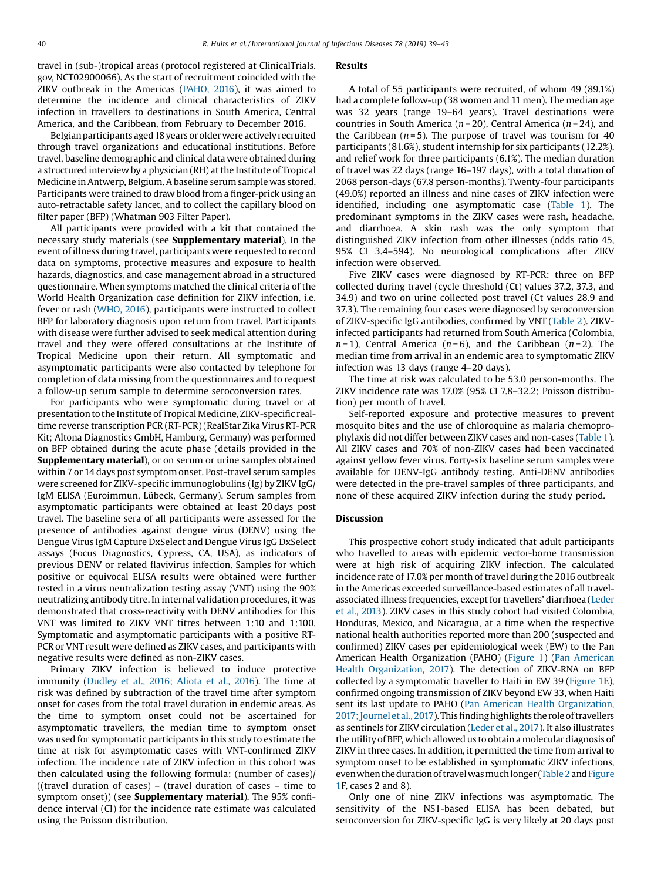travel in (sub-)tropical areas (protocol registered at ClinicalTrials.gov, NCT02900066). As the start of recruitment coincided with the ZIKV outbreak in the Americas (PAHO, 2016), it was aimed to determine the incidence and clinical characteristics of ZIKV infection in travellers to destinations in South America, Central America, and the Caribbean, from February to December 2016.

Belgian participants aged 18 years or older were actively recruited through travel organizations and educational institutions. Before travel, baseline demographic and clinical data were obtained during a structured interview by a physician (RH) at the Institute of Tropical Medicine in Antwerp, Belgium. A baseline serum sample was stored. Participants were trained to draw blood from a finger-prick using an auto-retractable safety lancet, and to collect the capillary blood on filter paper (BFP) (Whatman 903 Filter Paper).

All participants were provided with a kit that contained the necessary study materials (see **Supplementary material**). In the event of illness during travel, participants were requested to record data on symptoms, protective measures and exposure to health hazards, diagnostics, and case management abroad in a structured questionnaire. When symptoms matched the clinical criteria of the World Health Organization case definition for ZIKV infection, i.e. fever or rash (WHO, 2016), participants were instructed to collect BFP for laboratory diagnosis upon return from travel. Participants with disease were further advised to seek medical attention during travel and they were offered consultations at the Institute of Tropical Medicine upon their return. All symptomatic and asymptomatic participants were also contacted by telephone for completion of data missing from the questionnaires and to request a follow-up serum sample to determine seroconversion rates.

For participants who were symptomatic during travel or at presentation to the Institute of Tropical Medicine, ZIKV-specific real-time reverse transcription PCR (RT-PCR) (RealStar Zika Virus RT-PCR Kit; Altona Diagnostics GmbH, Hamburg, Germany) was performed on BFP obtained during the acute phase (details provided in the **Supplementary material**), or on serum or urine samples obtained within 7 or 14 days post symptom onset. Post-travel serum samples were screened for ZIKV-specific immunoglobulins (Ig) by ZIKV IgG/IgM ELISA (Euroimmun, Lübeck, Germany). Serum samples from asymptomatic participants were obtained at least 20 days post travel. The baseline sera of all participants were assessed for the presence of antibodies against dengue virus (DENV) using the Dengue Virus IgM Capture DxSelect and Dengue Virus IgG DxSelect assays (Focus Diagnostics, Cypress, CA, USA), as indicators of previous DENV or related flavivirus infection. Samples for which positive or equivocal ELISA results were obtained were further tested in a virus neutralization testing assay (VNT) using the 90% neutralizing antibody titre. In internal validation procedures, it was demonstrated that cross-reactivity with DENV antibodies for this VNT was limited to ZIKV VNT titres between 1:10 and 1:100. Symptomatic and asymptomatic participants with a positive RT-PCR or VNT result were defined as ZIKV cases, and participants with negative results were defined as non-ZIKV cases.

Primary ZIKV infection is believed to induce protective immunity (Dudley et al., 2016; Aliota et al., 2016). The time at risk was defined by subtraction of the travel time after symptom onset for cases from the total travel duration in endemic areas. As the time to symptom onset could not be ascertained for asymptomatic travellers, the median time to symptom onset was used for symptomatic participants in this study to estimate the time at risk for asymptomatic cases with VNT-confirmed ZIKV infection. The incidence rate of ZIKV infection in this cohort was then calculated using the following formula: (number of cases)/((travel duration of cases) – (travel duration of cases – time to symptom onset)) (see **Supplementary material**). The 95% confidence interval (CI) for the incidence rate estimate was calculated using the Poisson distribution.

## Results

A total of 55 participants were recruited, of whom 49 (89.1%) had a complete follow-up (38 women and 11 men). The median age was 32 years (range 19–64 years). Travel destinations were countries in South America ($n = 20$), Central America ($n = 24$), and the Caribbean ($n = 5$). The purpose of travel was tourism for 40 participants (81.6%), student internship for six participants (12.2%), and relief work for three participants (6.1%). The median duration of travel was 22 days (range 16–197 days), with a total duration of 2068 person-days (67.8 person-months). Twenty-four participants (49.0%) reported an illness and nine cases of ZIKV infection were identified, including one asymptomatic case (Table 1). The predominant symptoms in the ZIKV cases were rash, headache, and diarrhoea. A skin rash was the only symptom that distinguished ZIKV infection from other illnesses (odds ratio 45, 95% CI 3.4–594). No neurological complications after ZIKV infection were observed.

Five ZIKV cases were diagnosed by RT-PCR: three on BFP collected during travel (cycle threshold (Ct) values 37.2, 37.3, and 34.9) and two on urine collected post travel (Ct values 28.9 and 37.3). The remaining four cases were diagnosed by seroconversion of ZIKV-specific IgG antibodies, confirmed by VNT (Table 2). ZIKV-infected participants had returned from South America (Colombia, $n = 1$), Central America ($n = 6$), and the Caribbean ($n = 2$). The median time from arrival in an endemic area to symptomatic ZIKV infection was 13 days (range 4–20 days).

The time at risk was calculated to be 53.0 person-months. The ZIKV incidence rate was 17.0% (95% CI 7.8–32.2; Poisson distribution) per month of travel.

Self-reported exposure and protective measures to prevent mosquito bites and the use of chloroquine as malaria chemoprophylaxis did not differ between ZIKV cases and non-cases (Table 1). All ZIKV cases and 70% of non-ZIKV cases had been vaccinated against yellow fever virus. Forty-six baseline serum samples were available for DENV-IgG antibody testing. Anti-DENV antibodies were detected in the pre-travel samples of three participants, and none of these acquired ZIKV infection during the study period.

## Discussion

This prospective cohort study indicated that adult participants who travelled to areas with epidemic vector-borne transmission were at high risk of acquiring ZIKV infection. The calculated incidence rate of 17.0% per month of travel during the 2016 outbreak in the Americas exceeded surveillance-based estimates of all travel-associated illness frequencies, except for travellers' diarrhoea (Leder et al., 2013). ZIKV cases in this study cohort had visited Colombia, Honduras, Mexico, and Nicaragua, at a time when the respective national health authorities reported more than 200 (suspected and confirmed) ZIKV cases per epidemiological week (EW) to the Pan American Health Organization (PAHO) (Figure 1) (Pan American Health Organization, 2017). The detection of ZIKV-RNA on BFP collected by a symptomatic traveller to Haiti in EW 39 (Figure 1E), confirmed ongoing transmission of ZIKV beyond EW 33, when Haiti sent its last update to PAHO (Pan American Health Organization, 2017; Journel et al., 2017). This finding highlights the role of travellers as sentinels for ZIKV circulation (Leder et al., 2017). It also illustrates the utility of BFP, which allowed us to obtain a molecular diagnosis of ZIKV in three cases. In addition, it permitted the time from arrival to symptom onset to be established in symptomatic ZIKV infections, even when the duration of travel was much longer (Table 2 and Figure 1F, cases 2 and 8).

Only one of nine ZIKV infections was asymptomatic. The sensitivity of the NS1-based ELISA has been debated, but seroconversion for ZIKV-specific IgG is very likely at 20 days post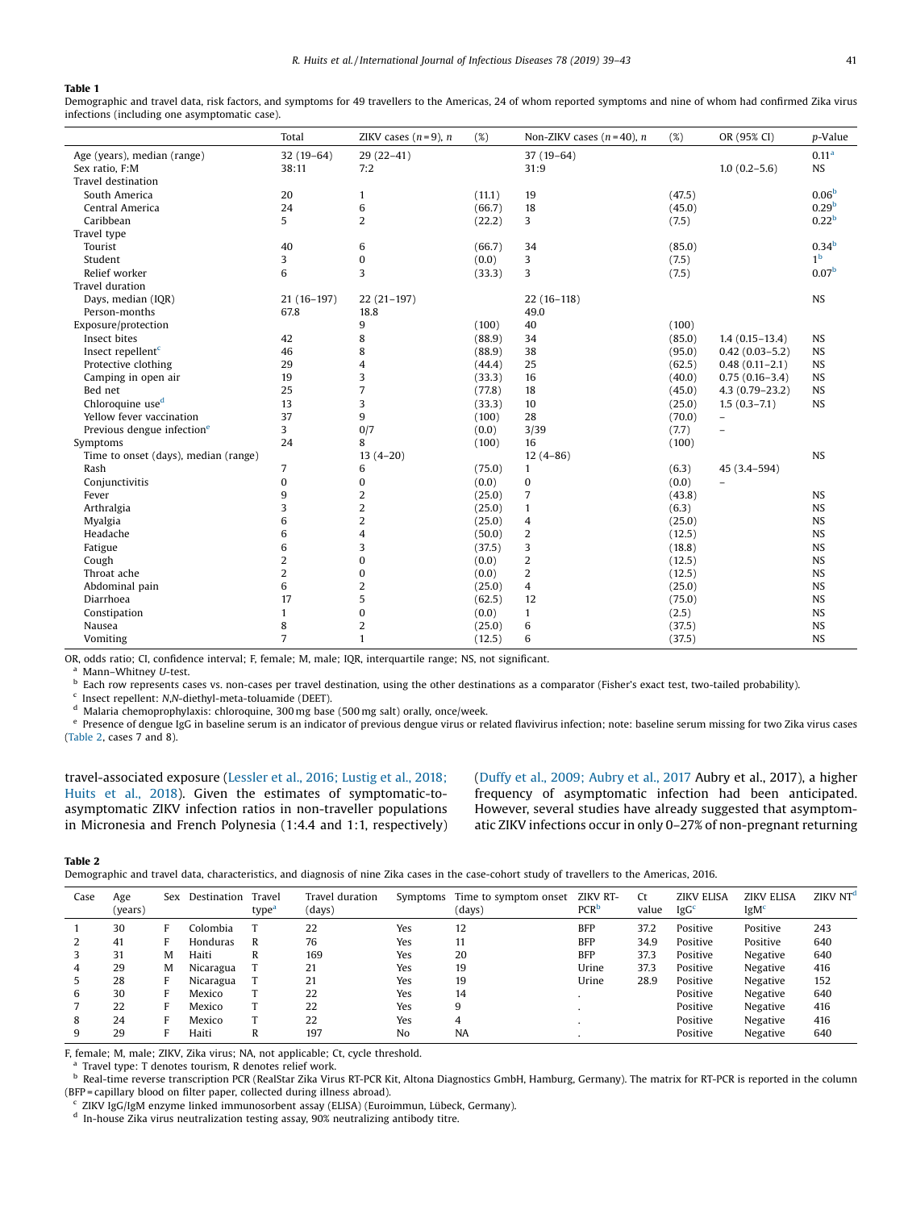**Table 1**
Demographic and travel data, risk factors, and symptoms for 49 travellers to the Americas, 24 of whom reported symptoms and nine of whom had confirmed Zika virus infections (including one asymptomatic case).

| | Total | ZIKV cases (n = 9), n | (%) | Non-ZIKV cases (n = 40), n | (%) | OR (95% CI) | p-Value |
|---|---|---|---|---|---|---|---|
| Age (years), median (range) | 32 (19–64) | 29 (22–41) | | 37 (19–64) | | | 0.11[a] |
| Sex ratio, F:M | 38:11 | 7:2 | | 31:9 | | 1.0 (0.2–5.6) | NS |
| Travel destination | | | | | | | |
| South America | 20 | 1 | (11.1) | 19 | (47.5) | | 0.06[b] |
| Central America | 24 | 6 | (66.7) | 18 | (45.0) | | 0.29[b] |
| Caribbean | 5 | 2 | (22.2) | 3 | (7.5) | | 0.22[b] |
| Travel type | | | | | | | |
| Tourist | 40 | 6 | (66.7) | 34 | (85.0) | | 0.34[b] |
| Student | 3 | 0 | (0.0) | 3 | (7.5) | | 1[b] |
| Relief worker | 6 | 3 | (33.3) | 3 | (7.5) | | 0.07[b] |
| Travel duration | | | | | | | |
| Days, median (IQR) | 21 (16–197) | 22 (21–197) | | 22 (16–118) | | | NS |
| Person-months | 67.8 | 18.8 | | 49.0 | | | |
| Exposure/protection | | 9 | (100) | 40 | (100) | | |
| Insect bites | 42 | 8 | (88.9) | 34 | (85.0) | 1.4 (0.15–13.4) | NS |
| Insect repellent[c] | 46 | 8 | (88.9) | 38 | (95.0) | 0.42 (0.03–5.2) | NS |
| Protective clothing | 29 | 4 | (44.4) | 25 | (62.5) | 0.48 (0.11–2.1) | NS |
| Camping in open air | 19 | 3 | (33.3) | 16 | (40.0) | 0.75 (0.16–3.4) | NS |
| Bed net | 25 | 7 | (77.8) | 18 | (45.0) | 4.3 (0.79–23.2) | NS |
| Chloroquine use[d] | 13 | 3 | (33.3) | 10 | (25.0) | 1.5 (0.3–7.1) | NS |
| Yellow fever vaccination | 37 | 9 | (100) | 28 | (70.0) | – | |
| Previous dengue infection[e] | 3 | 0/7 | (0.0) | 3/39 | (7.7) | – | |
| Symptoms | 24 | 8 | (100) | 16 | (100) | | |
| Time to onset (days), median (range) | | 13 (4–20) | | 12 (4–86) | | | NS |
| Rash | 7 | 6 | (75.0) | 1 | (6.3) | 45 (3.4–594) | |
| Conjunctivitis | 0 | 0 | (0.0) | 0 | (0.0) | – | |
| Fever | 9 | 2 | (25.0) | 7 | (43.8) | | NS |
| Arthralgia | 3 | 2 | (25.0) | 1 | (6.3) | | NS |
| Myalgia | 6 | 2 | (25.0) | 4 | (25.0) | | NS |
| Headache | 6 | 4 | (50.0) | 2 | (12.5) | | NS |
| Fatigue | 6 | 3 | (37.5) | 3 | (18.8) | | NS |
| Cough | 2 | 0 | (0.0) | 2 | (12.5) | | NS |
| Throat ache | 2 | 0 | (0.0) | 2 | (12.5) | | NS |
| Abdominal pain | 6 | 2 | (25.0) | 4 | (25.0) | | NS |
| Diarrhoea | 17 | 5 | (62.5) | 12 | (75.0) | | NS |
| Constipation | 1 | 0 | (0.0) | 1 | (2.5) | | NS |
| Nausea | 8 | 2 | (25.0) | 6 | (37.5) | | NS |
| Vomiting | 7 | 1 | (12.5) | 6 | (37.5) | | NS |

OR, odds ratio; CI, confidence interval; F, female; M, male; IQR, interquartile range; NS, not significant.
[a] Mann–Whitney U-test.
[b] Each row represents cases vs. non-cases per travel destination, using the other destinations as a comparator (Fisher's exact test, two-tailed probability).
[c] Insect repellent: N,N-diethyl-meta-toluamide (DEET).
[d] Malaria chemoprophylaxis: chloroquine, 300 mg base (500 mg salt) orally, once/week.
[e] Presence of dengue IgG in baseline serum is an indicator of previous dengue virus or related flavivirus infection; note: baseline serum missing for two Zika virus cases (Table 2, cases 7 and 8).

travel-associated exposure (Lessler et al., 2016; Lustig et al., 2018; Huits et al., 2018). Given the estimates of symptomatic-to-asymptomatic ZIKV infection ratios in non-traveller populations in Micronesia and French Polynesia (1:4.4 and 1:1, respectively) (Duffy et al., 2009; Aubry et al., 2017 Aubry et al., 2017), a higher frequency of asymptomatic infection had been anticipated. However, several studies have already suggested that asymptomatic ZIKV infections occur in only 0–27% of non-pregnant returning

**Table 2**
Demographic and travel data, characteristics, and diagnosis of nine Zika cases in the case-cohort study of travellers to the Americas, 2016.

| Case | Age (years) | Sex | Destination | Travel type[a] | Travel duration (days) | Symptoms | Time to symptom onset (days) | ZIKV RT-PCR[b] | Ct value | ZIKV ELISA IgG[c] | ZIKV ELISA IgM[c] | ZIKV NT[d] |
|---|---|---|---|---|---|---|---|---|---|---|---|---|
| 1 | 30 | F | Colombia | T | 22 | Yes | 12 | BFP | 37.2 | Positive | Positive | 243 |
| 2 | 41 | F | Honduras | R | 76 | Yes | 11 | BFP | 34.9 | Positive | Positive | 640 |
| 3 | 31 | M | Haiti | R | 169 | Yes | 20 | BFP | 37.3 | Positive | Negative | 640 |
| 4 | 29 | M | Nicaragua | T | 21 | Yes | 19 | Urine | 37.3 | Positive | Negative | 416 |
| 5 | 28 | F | Nicaragua | T | 21 | Yes | 19 | Urine | 28.9 | Positive | Negative | 152 |
| 6 | 30 | F | Mexico | T | 22 | Yes | 14 | . | | Positive | Negative | 640 |
| 7 | 22 | F | Mexico | T | 22 | Yes | 9 | . | | Positive | Negative | 416 |
| 8 | 24 | F | Mexico | T | 22 | Yes | 4 | . | | Positive | Negative | 416 |
| 9 | 29 | F | Haiti | R | 197 | No | NA | . | | Positive | Negative | 640 |

F, female; M, male; ZIKV, Zika virus; NA, not applicable; Ct, cycle threshold.
[a] Travel type: T denotes tourism, R denotes relief work.
[b] Real-time reverse transcription PCR (RealStar Zika Virus RT-PCR Kit, Altona Diagnostics GmbH, Hamburg, Germany). The matrix for RT-PCR is reported in the column (BFP = capillary blood on filter paper, collected during illness abroad).
[c] ZIKV IgG/IgM enzyme linked immunosorbent assay (ELISA) (Euroimmun, Lübeck, Germany).
[d] In-house Zika virus neutralization testing assay, 90% neutralizing antibody titre.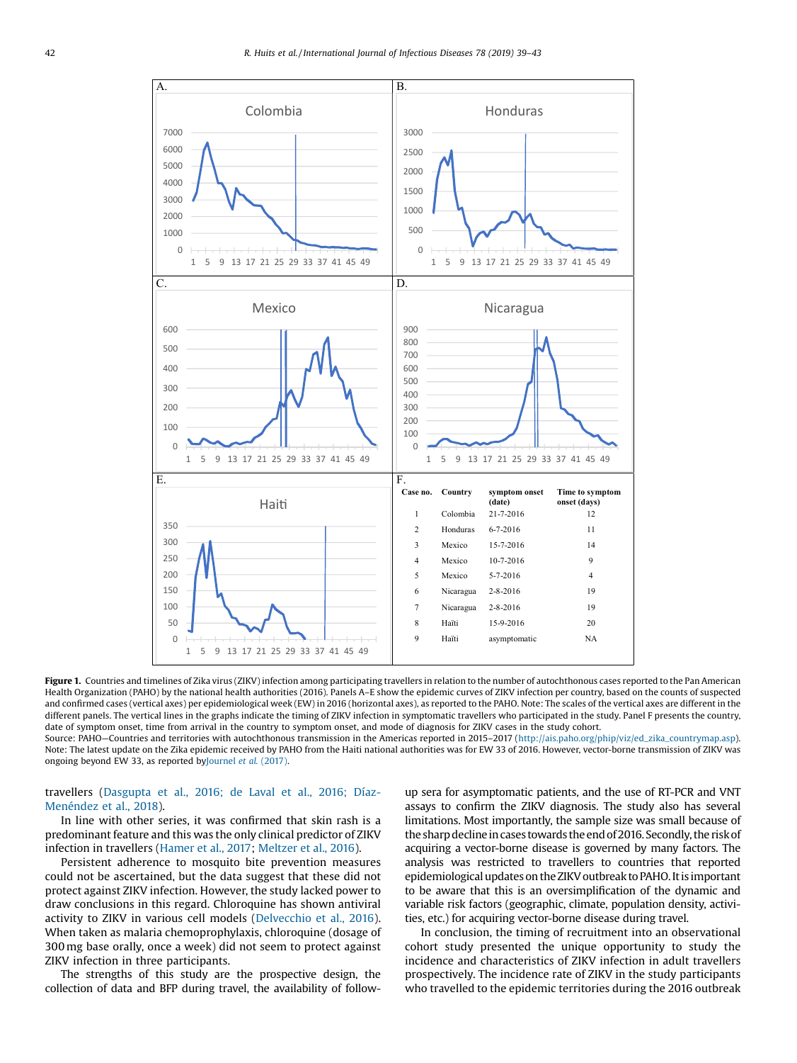| Case no. | Country | symptom onset (date) | Time to symptom onset (days) |
|---|---|---|---|
| 1 | Colombia | 21-7-2016 | 12 |
| 2 | Honduras | 6-7-2016 | 11 |
| 3 | Mexico | 15-7-2016 | 14 |
| 4 | Mexico | 10-7-2016 | 9 |
| 5 | Mexico | 5-7-2016 | 4 |
| 6 | Nicaragua | 2-8-2016 | 19 |
| 7 | Nicaragua | 2-8-2016 | 19 |
| 8 | Haïti | 15-9-2016 | 20 |
| 9 | Haïti | asymptomatic | NA |

**Figure 1.** Countries and timelines of Zika virus (ZIKV) infection among participating travellers in relation to the number of autochthonous cases reported to the Pan American Health Organization (PAHO) by the national health authorities (2016). Panels A–E show the epidemic curves of ZIKV infection per country, based on the counts of suspected and confirmed cases (vertical axes) per epidemiological week (EW) in 2016 (horizontal axes), as reported to the PAHO. Note: The scales of the vertical axes are different in the different panels. The vertical lines in the graphs indicate the timing of ZIKV infection in symptomatic travellers who participated in the study. Panel F presents the country, date of symptom onset, time from arrival in the country to symptom onset, and mode of diagnosis for ZIKV cases in the study cohort.
Source: PAHO—Countries and territories with autochthonous transmission in the Americas reported in 2015–2017 (http://ais.paho.org/phip/viz/ed_zika_countrymap.asp). Note: The latest update on the Zika epidemic received by PAHO from the Haiti national authorities was for EW 33 of 2016. However, vector-borne transmission of ZIKV was ongoing beyond EW 33, as reported byJournel *et al.* (2017).

travellers (Dasgupta et al., 2016; de Laval et al., 2016; Díaz-Menéndez et al., 2018).

In line with other series, it was confirmed that skin rash is a predominant feature and this was the only clinical predictor of ZIKV infection in travellers (Hamer et al., 2017; Meltzer et al., 2016).

Persistent adherence to mosquito bite prevention measures could not be ascertained, but the data suggest that these did not protect against ZIKV infection. However, the study lacked power to draw conclusions in this regard. Chloroquine has shown antiviral activity to ZIKV in various cell models (Delvecchio et al., 2016). When taken as malaria chemoprophylaxis, chloroquine (dosage of 300 mg base orally, once a week) did not seem to protect against ZIKV infection in three participants.

The strengths of this study are the prospective design, the collection of data and BFP during travel, the availability of follow-up sera for asymptomatic patients, and the use of RT-PCR and VNT assays to confirm the ZIKV diagnosis. The study also has several limitations. Most importantly, the sample size was small because of the sharp decline in cases towards the end of 2016. Secondly, the risk of acquiring a vector-borne disease is governed by many factors. The analysis was restricted to travellers to countries that reported epidemiological updates on the ZIKV outbreak to PAHO. It is important to be aware that this is an oversimplification of the dynamic and variable risk factors (geographic, climate, population density, activities, etc.) for acquiring vector-borne disease during travel.

In conclusion, the timing of recruitment into an observational cohort study presented the unique opportunity to study the incidence and characteristics of ZIKV infection in adult travellers prospectively. The incidence rate of ZIKV in the study participants who travelled to the epidemic territories during the 2016 outbreak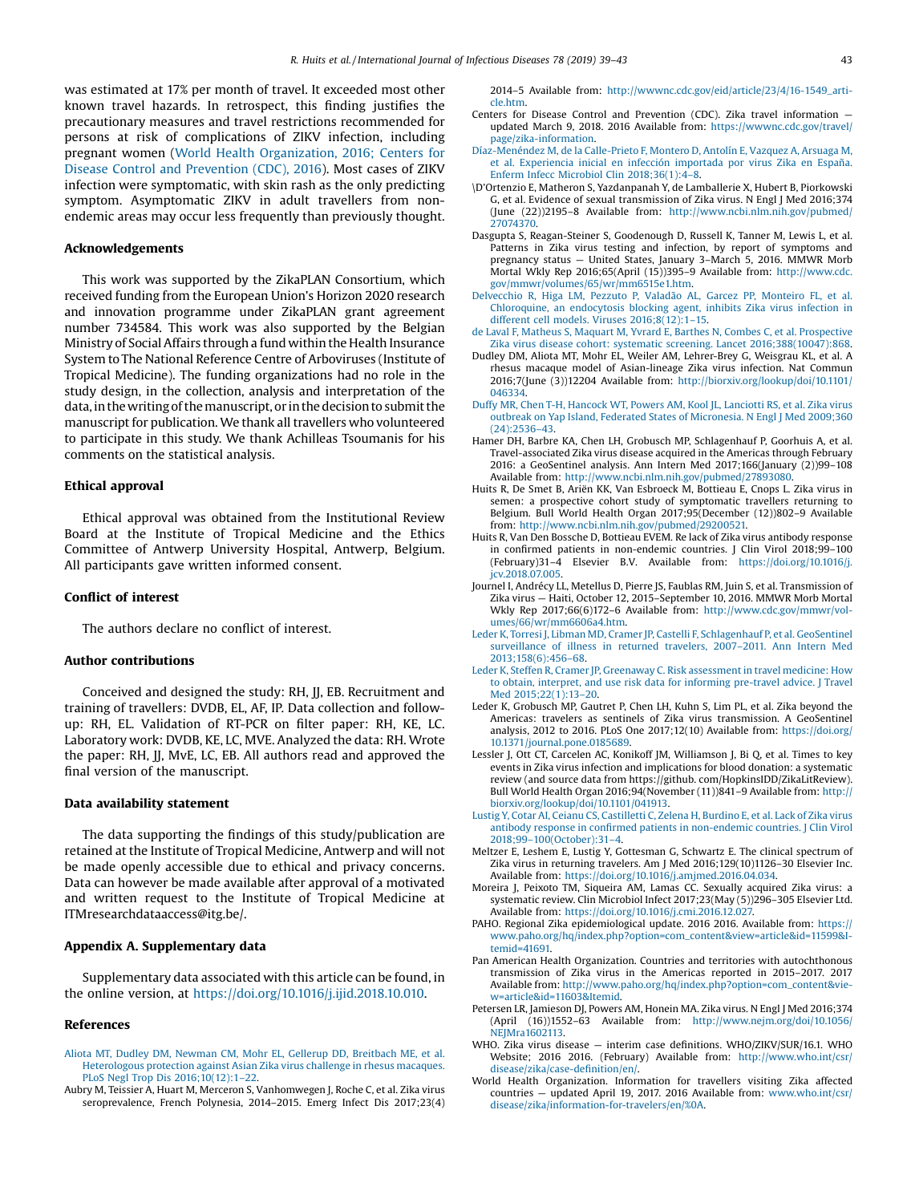was estimated at 17% per month of travel. It exceeded most other known travel hazards. In retrospect, this finding justifies the precautionary measures and travel restrictions recommended for persons at risk of complications of ZIKV infection, including pregnant women (World Health Organization, 2016; Centers for Disease Control and Prevention (CDC), 2016). Most cases of ZIKV infection were symptomatic, with skin rash as the only predicting symptom. Asymptomatic ZIKV in adult travellers from non-endemic areas may occur less frequently than previously thought.

## Acknowledgements

This work was supported by the ZikaPLAN Consortium, which received funding from the European Union's Horizon 2020 research and innovation programme under ZikaPLAN grant agreement number 734584. This work was also supported by the Belgian Ministry of Social Affairs through a fund within the Health Insurance System to The National Reference Centre of Arboviruses (Institute of Tropical Medicine). The funding organizations had no role in the study design, in the collection, analysis and interpretation of the data, in the writing of the manuscript, or in the decision to submit the manuscript for publication. We thank all travellers who volunteered to participate in this study. We thank Achilleas Tsoumanis for his comments on the statistical analysis.

## Ethical approval

Ethical approval was obtained from the Institutional Review Board at the Institute of Tropical Medicine and the Ethics Committee of Antwerp University Hospital, Antwerp, Belgium. All participants gave written informed consent.

## Conflict of interest

The authors declare no conflict of interest.

## Author contributions

Conceived and designed the study: RH, JJ, EB. Recruitment and training of travellers: DVDB, EL, AF, IP. Data collection and follow-up: RH, EL. Validation of RT-PCR on filter paper: RH, KE, LC. Laboratory work: DVDB, KE, LC, MVE. Analyzed the data: RH. Wrote the paper: RH, JJ, MvE, LC, EB. All authors read and approved the final version of the manuscript.

## Data availability statement

The data supporting the findings of this study/publication are retained at the Institute of Tropical Medicine, Antwerp and will not be made openly accessible due to ethical and privacy concerns. Data can however be made available after approval of a motivated and written request to the Institute of Tropical Medicine at ITMresearchdataaccess@itg.be/.

## Appendix A. Supplementary data

Supplementary data associated with this article can be found, in the online version, at https://doi.org/10.1016/j.ijid.2018.10.010.

## References

Aliota MT, Dudley DM, Newman CM, Mohr EL, Gellerup DD, Breitbach ME, et al. Heterologous protection against Asian Zika virus challenge in rhesus macaques. PLoS Negl Trop Dis 2016;10(12):1–22.

Aubry M, Teissier A, Huart M, Merceron S, Vanhomwegen J, Roche C, et al. Zika virus seroprevalence, French Polynesia, 2014–2015. Emerg Infect Dis 2017;23(4) 2014–5 Available from: http://wwwnc.cdc.gov/eid/article/23/4/16-1549_article.htm.

Centers for Disease Control and Prevention (CDC). Zika travel information — updated March 9, 2018. 2016 Available from: https://wwwnc.cdc.gov/travel/page/zika-information.

Díaz-Menéndez M, de la Calle-Prieto F, Montero D, Antolín E, Vazquez A, Arsuaga M, et al. Experiencia inicial en infección importada por virus Zika en España. Enferm Infecc Microbiol Clin 2018;36(1):4–8.

\D'Ortenzio E, Matheson S, Yazdanpanah Y, de Lamballerie X, Hubert B, Piorkowski G, et al. Evidence of sexual transmission of Zika virus. N Engl J Med 2016;374 (June (22))2195–8 Available from: http://www.ncbi.nlm.nih.gov/pubmed/27074370.

Dasgupta S, Reagan-Steiner S, Goodenough D, Russell K, Tanner M, Lewis L, et al. Patterns in Zika virus testing and infection, by report of symptoms and pregnancy status — United States, January 3–March 5, 2016. MMWR Morb Mortal Wkly Rep 2016;65(April (15))395–9 Available from: http://www.cdc.gov/mmwr/volumes/65/wr/mm6515e1.htm.

Delvecchio R, Higa LM, Pezzuto P, Valadão AL, Garcez PP, Monteiro FL, et al. Chloroquine, an endocytosis blocking agent, inhibits Zika virus infection in different cell models. Viruses 2016;8(12):1–15.

de Laval F, Matheus S, Maquart M, Yvrard E, Barthes N, Combes C, et al. Prospective Zika virus disease cohort: systematic screening. Lancet 2016;388(10047):868.

Dudley DM, Aliota MT, Mohr EL, Weiler AM, Lehrer-Brey G, Weisgrau KL, et al. A rhesus macaque model of Asian-lineage Zika virus infection. Nat Commun 2016;7(June (3))12204 Available from: http://biorxiv.org/lookup/doi/10.1101/046334.

Duffy MR, Chen T-H, Hancock WT, Powers AM, Kool JL, Lanciotti RS, et al. Zika virus outbreak on Yap Island, Federated States of Micronesia. N Engl J Med 2009;360 (24):2536–43.

Hamer DH, Barbre KA, Chen LH, Grobusch MP, Schlagenhauf P, Goorhuis A, et al. Travel-associated Zika virus disease acquired in the Americas through February 2016: a GeoSentinel analysis. Ann Intern Med 2017;166(January (2))99–108 Available from: http://www.ncbi.nlm.nih.gov/pubmed/27893080.

Huits R, De Smet B, Ariën KK, Van Esbroeck M, Bottieau E, Cnops L. Zika virus in semen: a prospective cohort study of symptomatic travellers returning to Belgium. Bull World Health Organ 2017;95(December (12))802–9 Available from: http://www.ncbi.nlm.nih.gov/pubmed/29200521.

Huits R, Van Den Bossche D, Bottieau EVEM. Re lack of Zika virus antibody response in confirmed patients in non-endemic countries. J Clin Virol 2018;99–100 (February)31–4 Elsevier B.V. Available from: https://doi.org/10.1016/j.jcv.2018.07.005.

Journel I, Andrécy LL, Metellus D, Pierre JS, Faublas RM, Juin S, et al. Transmission of Zika virus — Haiti, October 12, 2015–September 10, 2016. MMWR Morb Mortal Wkly Rep 2017;66(6)172–6 Available from: http://www.cdc.gov/mmwr/volumes/66/wr/mm6606a4.htm.

Leder K, Torresi J, Libman MD, Cramer JP, Castelli F, Schlagenhauf P, et al. GeoSentinel surveillance of illness in returned travelers, 2007–2011. Ann Intern Med 2013;158(6):456–68.

Leder K, Steffen R, Cramer JP, Greenaway C. Risk assessment in travel medicine: How to obtain, interpret, and use risk data for informing pre-travel advice. J Travel Med 2015;22(1):13–20.

Leder K, Grobusch MP, Gautret P, Chen LH, Kuhn S, Lim PL, et al. Zika beyond the Americas: travelers as sentinels of Zika virus transmission. A GeoSentinel analysis, 2012 to 2016. PLoS One 2017;12(10) Available from: https://doi.org/10.1371/journal.pone.0185689.

Lessler J, Ott CT, Carcelen AC, Konikoff JM, Williamson J, Bi Q, et al. Times to key events in Zika virus infection and implications for blood donation: a systematic review (and source data from https://github. com/HopkinsIDD/ZikaLitReview). Bull World Health Organ 2016;94(November (11))841–9 Available from: http://biorxiv.org/lookup/doi/10.1101/041913.

Lustig Y, Cotar AI, Ceianu CS, Castilletti C, Zelena H, Burdino E, et al. Lack of Zika virus antibody response in confirmed patients in non-endemic countries. J Clin Virol 2018;99–100(October):31–4.

Meltzer E, Leshem E, Lustig Y, Gottesman G, Schwartz E. The clinical spectrum of Zika virus in returning travelers. Am J Med 2016;129(10)1126–30 Elsevier Inc. Available from: https://doi.org/10.1016/j.amjmed.2016.04.034.

Moreira J, Peixoto TM, Siqueira AM, Lamas CC. Sexually acquired Zika virus: a systematic review. Clin Microbiol Infect 2017;23(May (5))296–305 Elsevier Ltd. Available from: https://doi.org/10.1016/j.cmi.2016.12.027.

PAHO. Regional Zika epidemiological update. 2016 2016. Available from: https://www.paho.org/hq/index.php?option=com_content&view=article&id=11599&Itemid=41691.

Pan American Health Organization. Countries and territories with autochthonous transmission of Zika virus in the Americas reported in 2015–2017. 2017 Available from: http://www.paho.org/hq/index.php?option=com_content&view=article&id=11603&Itemid.

Petersen LR, Jamieson DJ, Powers AM, Honein MA. Zika virus. N Engl J Med 2016;374 (April (16))1552–63 Available from: http://www.nejm.org/doi/10.1056/NEJMra1602113.

WHO. Zika virus disease — interim case definitions. WHO/ZIKV/SUR/16.1. WHO Website; 2016 2016. (February) Available from: http://www.who.int/csr/disease/zika/case-definition/en/.

World Health Organization. Information for travellers visiting Zika affected countries — updated April 19, 2017. 2016 Available from: www.who.int/csr/disease/zika/information-for-travelers/en/%0A.